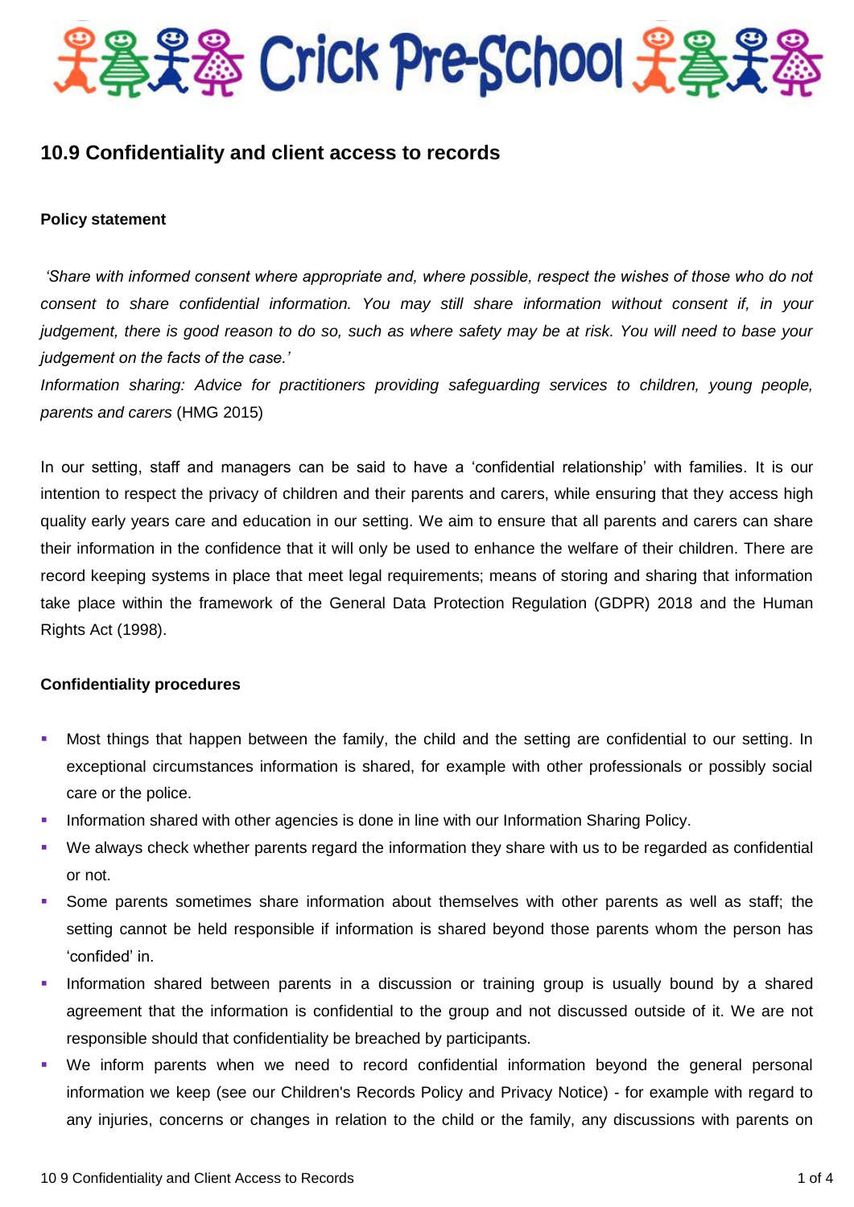# Crick Pre-School

## 10.9 Confidentiality and client access to records

### Policy statement

*'Share with informed consent where appropriate and, where possible, respect the wishes of those who do not consent to share confidential information. You may still share information without consent if, in your judgement, there is good reason to do so, such as where safety may be at risk. You will need to base your judgement on the facts of the case.'*
*Information sharing: Advice for practitioners providing safeguarding services to children, young people, parents and carers* (HMG 2015)

In our setting, staff and managers can be said to have a 'confidential relationship' with families. It is our intention to respect the privacy of children and their parents and carers, while ensuring that they access high quality early years care and education in our setting. We aim to ensure that all parents and carers can share their information in the confidence that it will only be used to enhance the welfare of their children. There are record keeping systems in place that meet legal requirements; means of storing and sharing that information take place within the framework of the General Data Protection Regulation (GDPR) 2018 and the Human Rights Act (1998).

### Confidentiality procedures

- Most things that happen between the family, the child and the setting are confidential to our setting. In exceptional circumstances information is shared, for example with other professionals or possibly social care or the police.
- Information shared with other agencies is done in line with our Information Sharing Policy.
- We always check whether parents regard the information they share with us to be regarded as confidential or not.
- Some parents sometimes share information about themselves with other parents as well as staff; the setting cannot be held responsible if information is shared beyond those parents whom the person has 'confided' in.
- Information shared between parents in a discussion or training group is usually bound by a shared agreement that the information is confidential to the group and not discussed outside of it. We are not responsible should that confidentiality be breached by participants.
- We inform parents when we need to record confidential information beyond the general personal information we keep (see our Children's Records Policy and Privacy Notice) - for example with regard to any injuries, concerns or changes in relation to the child or the family, any discussions with parents on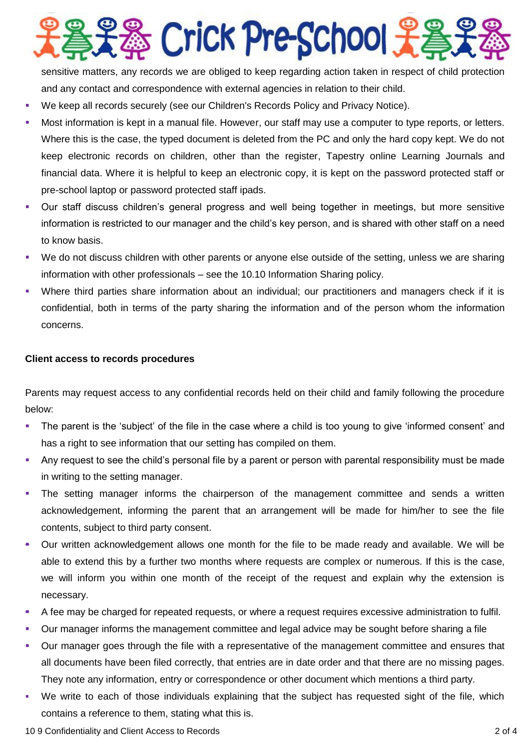sensitive matters, any records we are obliged to keep regarding action taken in respect of child protection and any contact and correspondence with external agencies in relation to their child.

- We keep all records securely (see our Children's Records Policy and Privacy Notice).
- Most information is kept in a manual file. However, our staff may use a computer to type reports, or letters. Where this is the case, the typed document is deleted from the PC and only the hard copy kept. We do not keep electronic records on children, other than the register, Tapestry online Learning Journals and financial data. Where it is helpful to keep an electronic copy, it is kept on the password protected staff or pre-school laptop or password protected staff ipads.
- Our staff discuss children's general progress and well being together in meetings, but more sensitive information is restricted to our manager and the child's key person, and is shared with other staff on a need to know basis.
- We do not discuss children with other parents or anyone else outside of the setting, unless we are sharing information with other professionals – see the 10.10 Information Sharing policy.
- Where third parties share information about an individual; our practitioners and managers check if it is confidential, both in terms of the party sharing the information and of the person whom the information concerns.

**Client access to records procedures**

Parents may request access to any confidential records held on their child and family following the procedure below:

- The parent is the 'subject' of the file in the case where a child is too young to give 'informed consent' and has a right to see information that our setting has compiled on them.
- Any request to see the child's personal file by a parent or person with parental responsibility must be made in writing to the setting manager.
- The setting manager informs the chairperson of the management committee and sends a written acknowledgement, informing the parent that an arrangement will be made for him/her to see the file contents, subject to third party consent.
- Our written acknowledgement allows one month for the file to be made ready and available. We will be able to extend this by a further two months where requests are complex or numerous. If this is the case, we will inform you within one month of the receipt of the request and explain why the extension is necessary.
- A fee may be charged for repeated requests, or where a request requires excessive administration to fulfil.
- Our manager informs the management committee and legal advice may be sought before sharing a file
- Our manager goes through the file with a representative of the management committee and ensures that all documents have been filed correctly, that entries are in date order and that there are no missing pages. They note any information, entry or correspondence or other document which mentions a third party.
- We write to each of those individuals explaining that the subject has requested sight of the file, which contains a reference to them, stating what this is.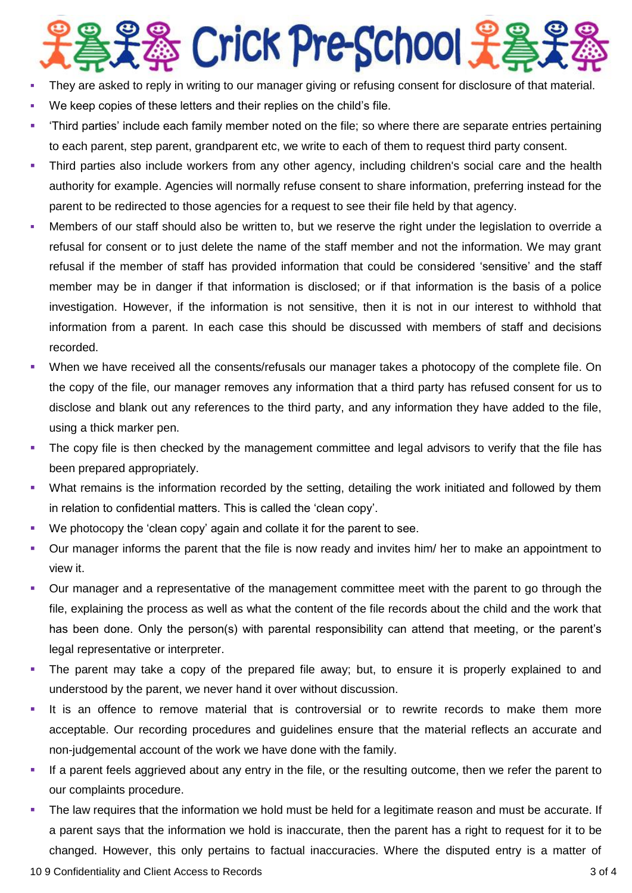- They are asked to reply in writing to our manager giving or refusing consent for disclosure of that material.
- We keep copies of these letters and their replies on the child's file.
- 'Third parties' include each family member noted on the file; so where there are separate entries pertaining to each parent, step parent, grandparent etc, we write to each of them to request third party consent.
- Third parties also include workers from any other agency, including children's social care and the health authority for example. Agencies will normally refuse consent to share information, preferring instead for the parent to be redirected to those agencies for a request to see their file held by that agency.
- Members of our staff should also be written to, but we reserve the right under the legislation to override a refusal for consent or to just delete the name of the staff member and not the information. We may grant refusal if the member of staff has provided information that could be considered 'sensitive' and the staff member may be in danger if that information is disclosed; or if that information is the basis of a police investigation. However, if the information is not sensitive, then it is not in our interest to withhold that information from a parent. In each case this should be discussed with members of staff and decisions recorded.
- When we have received all the consents/refusals our manager takes a photocopy of the complete file. On the copy of the file, our manager removes any information that a third party has refused consent for us to disclose and blank out any references to the third party, and any information they have added to the file, using a thick marker pen.
- The copy file is then checked by the management committee and legal advisors to verify that the file has been prepared appropriately.
- What remains is the information recorded by the setting, detailing the work initiated and followed by them in relation to confidential matters. This is called the 'clean copy'.
- We photocopy the 'clean copy' again and collate it for the parent to see.
- Our manager informs the parent that the file is now ready and invites him/ her to make an appointment to view it.
- Our manager and a representative of the management committee meet with the parent to go through the file, explaining the process as well as what the content of the file records about the child and the work that has been done. Only the person(s) with parental responsibility can attend that meeting, or the parent's legal representative or interpreter.
- The parent may take a copy of the prepared file away; but, to ensure it is properly explained to and understood by the parent, we never hand it over without discussion.
- It is an offence to remove material that is controversial or to rewrite records to make them more acceptable. Our recording procedures and guidelines ensure that the material reflects an accurate and non-judgemental account of the work we have done with the family.
- If a parent feels aggrieved about any entry in the file, or the resulting outcome, then we refer the parent to our complaints procedure.
- The law requires that the information we hold must be held for a legitimate reason and must be accurate. If a parent says that the information we hold is inaccurate, then the parent has a right to request for it to be changed. However, this only pertains to factual inaccuracies. Where the disputed entry is a matter of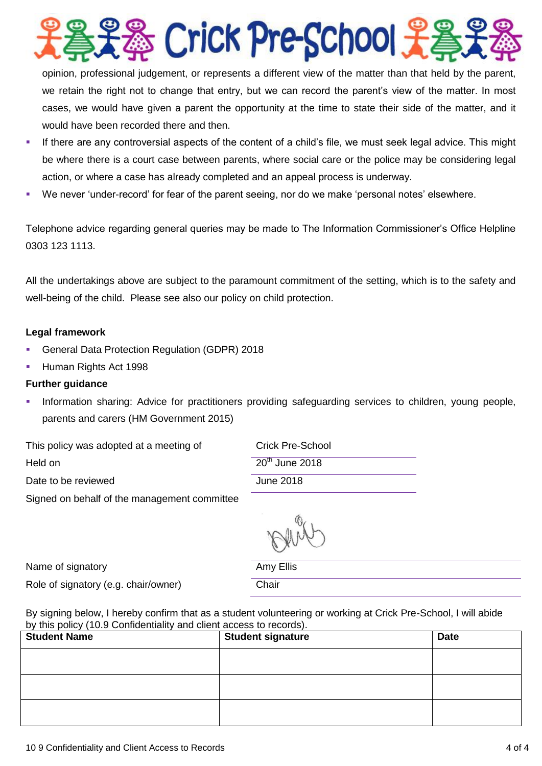opinion, professional judgement, or represents a different view of the matter than that held by the parent, we retain the right not to change that entry, but we can record the parent's view of the matter. In most cases, we would have given a parent the opportunity at the time to state their side of the matter, and it would have been recorded there and then.

- If there are any controversial aspects of the content of a child's file, we must seek legal advice. This might be where there is a court case between parents, where social care or the police may be considering legal action, or where a case has already completed and an appeal process is underway.
- We never 'under-record' for fear of the parent seeing, nor do we make 'personal notes' elsewhere.

Telephone advice regarding general queries may be made to The Information Commissioner's Office Helpline 0303 123 1113.

All the undertakings above are subject to the paramount commitment of the setting, which is to the safety and well-being of the child. Please see also our policy on child protection.

**Legal framework**

- General Data Protection Regulation (GDPR) 2018
- Human Rights Act 1998

**Further guidance**

- Information sharing: Advice for practitioners providing safeguarding services to children, young people, parents and carers (HM Government 2015)

| | |
|---|---|
| This policy was adopted at a meeting of | Crick Pre-School |
| Held on | 20th June 2018 |
| Date to be reviewed | June 2018 |
| Signed on behalf of the management committee | |
| Name of signatory | Amy Ellis |
| Role of signatory (e.g. chair/owner) | Chair |

By signing below, I hereby confirm that as a student volunteering or working at Crick Pre-School, I will abide by this policy (10.9 Confidentiality and client access to records).

| Student Name | Student signature | Date |
|---|---|---|
| | | |
| | | |
| | | |